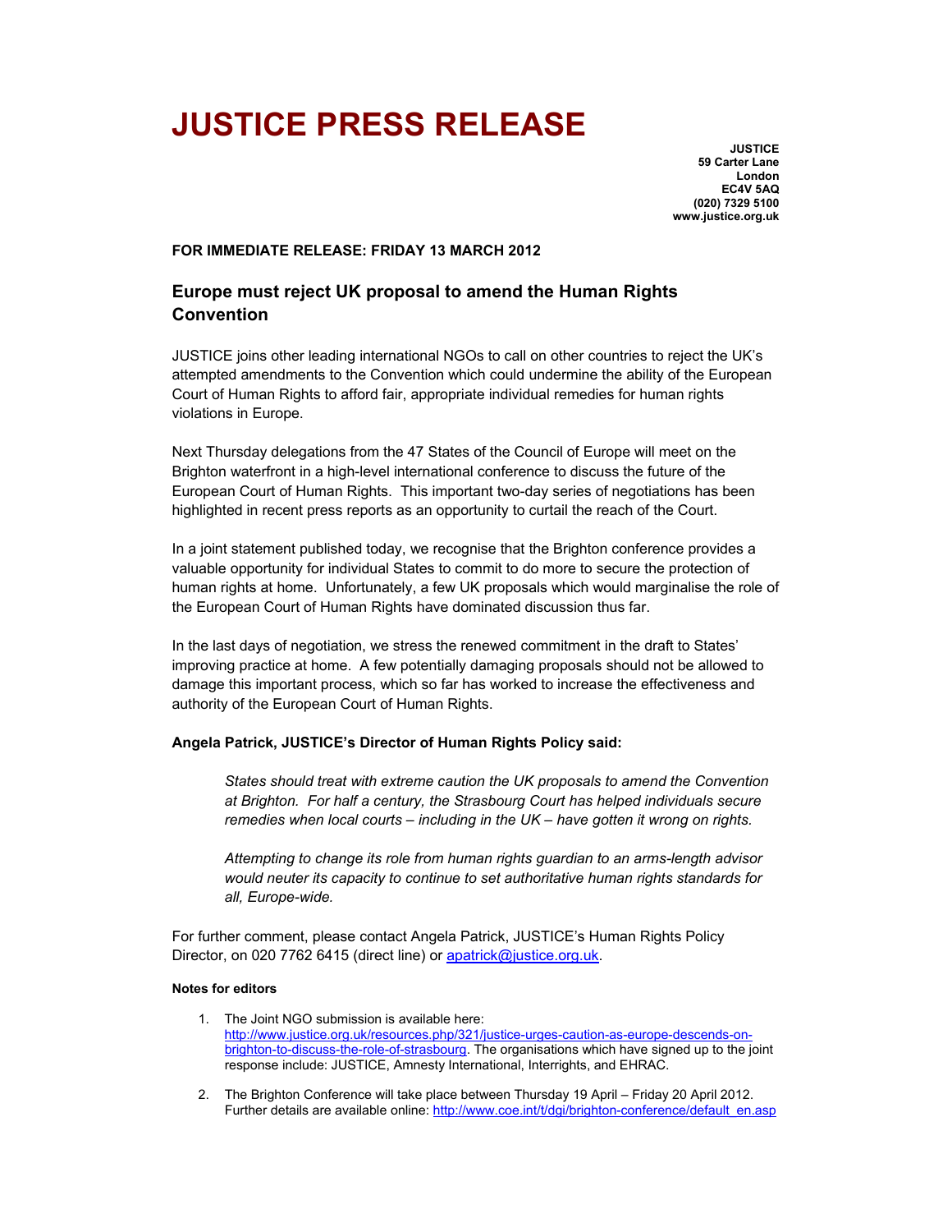# JUSTICE PRESS RELEASE

**JUSTICE**
**59 Carter Lane**
**London**
**EC4V 5AQ**
**(020) 7329 5100**
**www.justice.org.uk**

**FOR IMMEDIATE RELEASE: FRIDAY 13 MARCH 2012**

## Europe must reject UK proposal to amend the Human Rights Convention

JUSTICE joins other leading international NGOs to call on other countries to reject the UK's attempted amendments to the Convention which could undermine the ability of the European Court of Human Rights to afford fair, appropriate individual remedies for human rights violations in Europe.

Next Thursday delegations from the 47 States of the Council of Europe will meet on the Brighton waterfront in a high-level international conference to discuss the future of the European Court of Human Rights. This important two-day series of negotiations has been highlighted in recent press reports as an opportunity to curtail the reach of the Court.

In a joint statement published today, we recognise that the Brighton conference provides a valuable opportunity for individual States to commit to do more to secure the protection of human rights at home. Unfortunately, a few UK proposals which would marginalise the role of the European Court of Human Rights have dominated discussion thus far.

In the last days of negotiation, we stress the renewed commitment in the draft to States' improving practice at home. A few potentially damaging proposals should not be allowed to damage this important process, which so far has worked to increase the effectiveness and authority of the European Court of Human Rights.

**Angela Patrick, JUSTICE's Director of Human Rights Policy said:**

> *States should treat with extreme caution the UK proposals to amend the Convention at Brighton. For half a century, the Strasbourg Court has helped individuals secure remedies when local courts – including in the UK – have gotten it wrong on rights.*
>
> *Attempting to change its role from human rights guardian to an arms-length advisor would neuter its capacity to continue to set authoritative human rights standards for all, Europe-wide.*

For further comment, please contact Angela Patrick, JUSTICE's Human Rights Policy Director, on 020 7762 6415 (direct line) or apatrick@justice.org.uk.

**Notes for editors**

1. The Joint NGO submission is available here: http://www.justice.org.uk/resources.php/321/justice-urges-caution-as-europe-descends-on-brighton-to-discuss-the-role-of-strasbourg. The organisations which have signed up to the joint response include: JUSTICE, Amnesty International, Interrights, and EHRAC.

2. The Brighton Conference will take place between Thursday 19 April – Friday 20 April 2012. Further details are available online: http://www.coe.int/t/dgi/brighton-conference/default_en.asp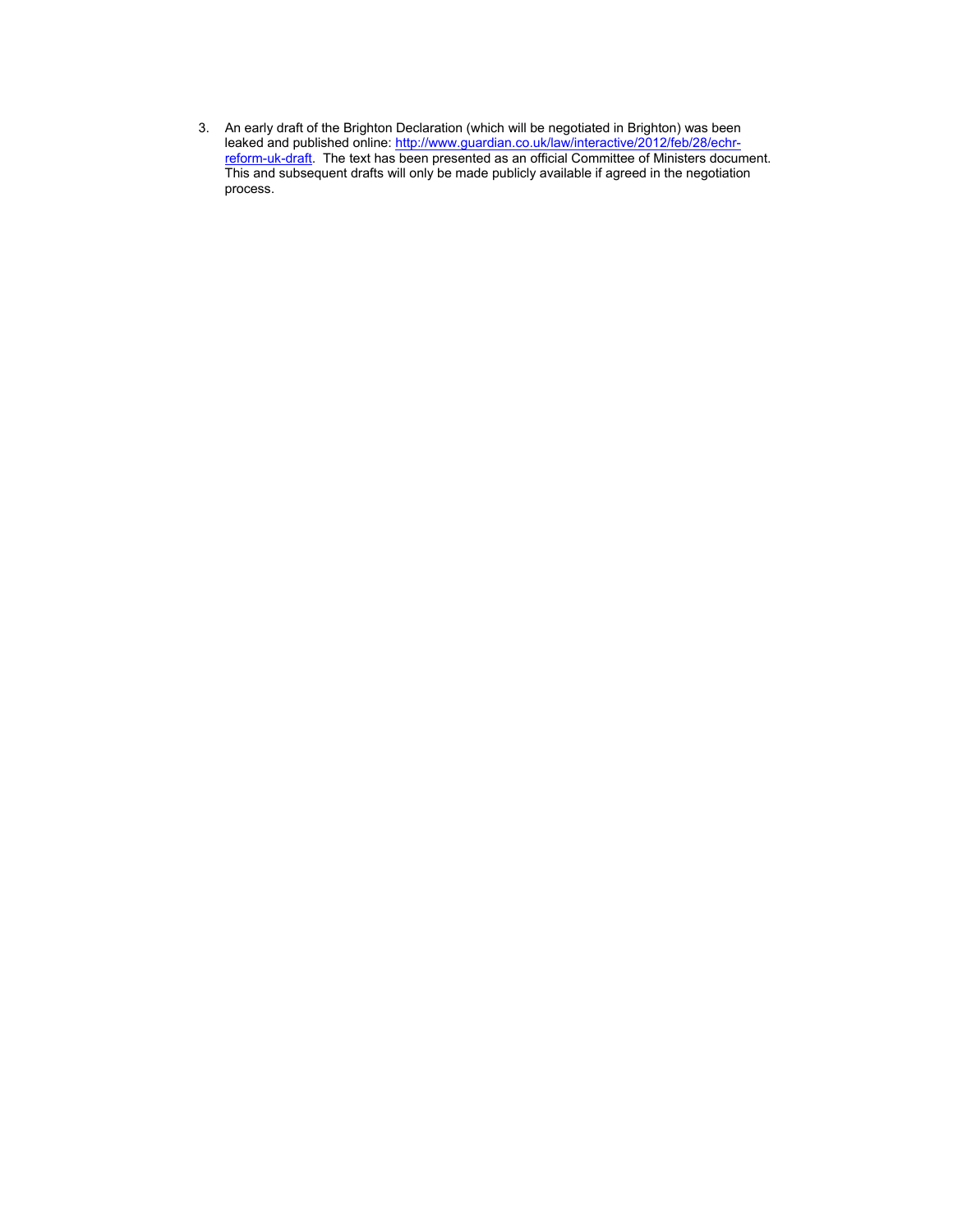3. An early draft of the Brighton Declaration (which will be negotiated in Brighton) was been leaked and published online: [http://www.guardian.co.uk/law/interactive/2012/feb/28/echr-reform-uk-draft](http://www.guardian.co.uk/law/interactive/2012/feb/28/echr-reform-uk-draft). The text has been presented as an official Committee of Ministers document. This and subsequent drafts will only be made publicly available if agreed in the negotiation process.